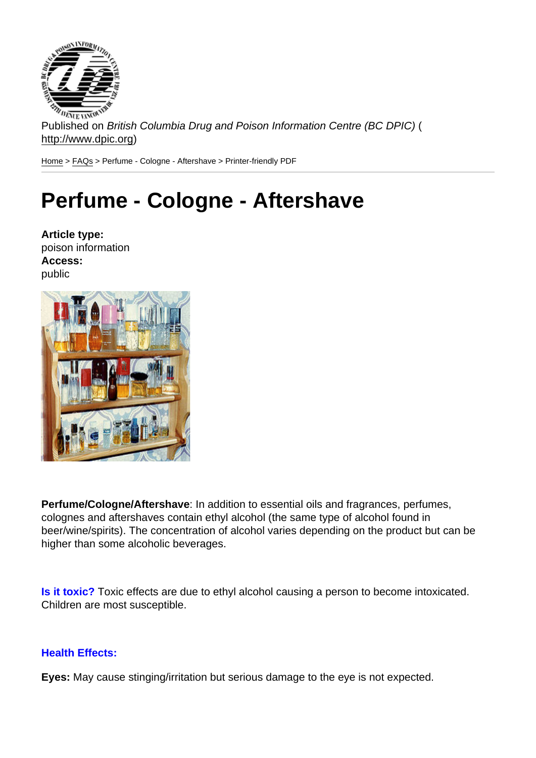Published on *British Columbia Drug and Poison Information Centre (BC DPIC)* (http://www.dpic.org)

Home > FAQs > Perfume - Cologne - Aftershave > Printer-friendly PDF

# Perfume - Cologne - Aftershave

**Article type:**
poison information
**Access:**
public

**Perfume/Cologne/Aftershave**: In addition to essential oils and fragrances, perfumes, colognes and aftershaves contain ethyl alcohol (the same type of alcohol found in beer/wine/spirits). The concentration of alcohol varies depending on the product but can be higher than some alcoholic beverages.

**Is it toxic?** Toxic effects are due to ethyl alcohol causing a person to become intoxicated. Children are most susceptible.

**Health Effects:**

**Eyes:** May cause stinging/irritation but serious damage to the eye is not expected.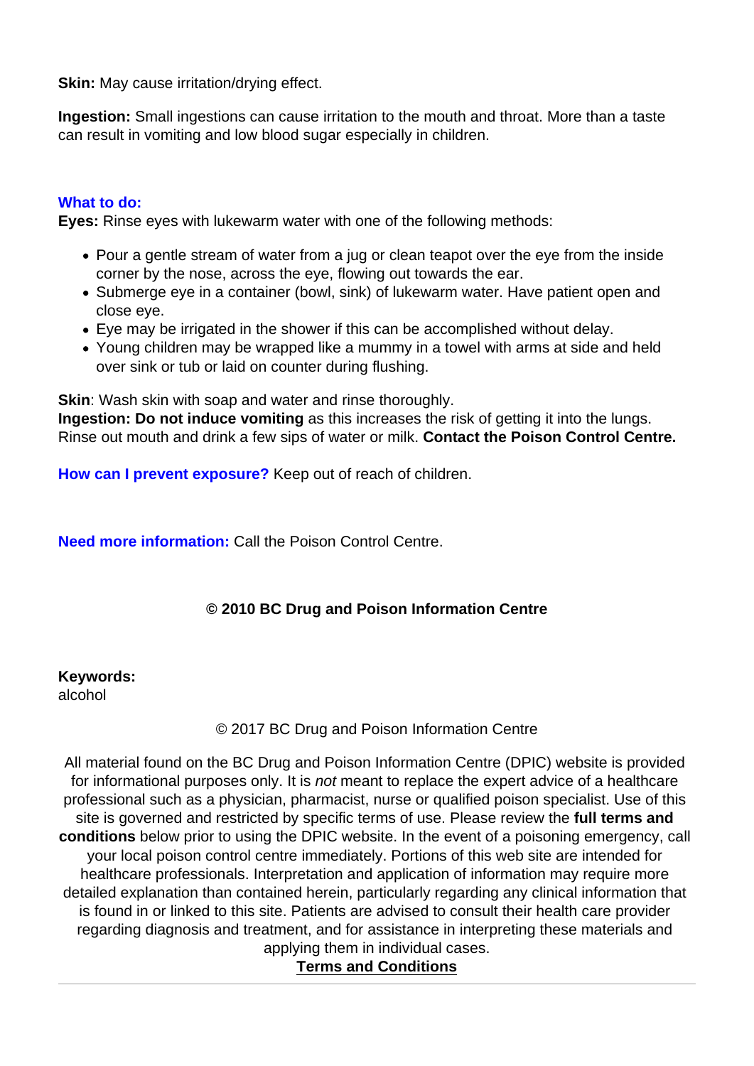**Skin:** May cause irritation/drying effect.

**Ingestion:** Small ingestions can cause irritation to the mouth and throat. More than a taste can result in vomiting and low blood sugar especially in children.

**What to do:**

**Eyes:** Rinse eyes with lukewarm water with one of the following methods:

- Pour a gentle stream of water from a jug or clean teapot over the eye from the inside corner by the nose, across the eye, flowing out towards the ear.
- Submerge eye in a container (bowl, sink) of lukewarm water. Have patient open and close eye.
- Eye may be irrigated in the shower if this can be accomplished without delay.
- Young children may be wrapped like a mummy in a towel with arms at side and held over sink or tub or laid on counter during flushing.

**Skin**: Wash skin with soap and water and rinse thoroughly.
**Ingestion: Do not induce vomiting** as this increases the risk of getting it into the lungs. Rinse out mouth and drink a few sips of water or milk. **Contact the Poison Control Centre.**

**How can I prevent exposure?** Keep out of reach of children.

**Need more information:** Call the Poison Control Centre.

**© 2010 BC Drug and Poison Information Centre**

**Keywords:**
alcohol

© 2017 BC Drug and Poison Information Centre

All material found on the BC Drug and Poison Information Centre (DPIC) website is provided for informational purposes only. It is *not* meant to replace the expert advice of a healthcare professional such as a physician, pharmacist, nurse or qualified poison specialist. Use of this site is governed and restricted by specific terms of use. Please review the **full terms and conditions** below prior to using the DPIC website. In the event of a poisoning emergency, call your local poison control centre immediately. Portions of this web site are intended for healthcare professionals. Interpretation and application of information may require more detailed explanation than contained herein, particularly regarding any clinical information that is found in or linked to this site. Patients are advised to consult their health care provider regarding diagnosis and treatment, and for assistance in interpreting these materials and applying them in individual cases.

**Terms and Conditions**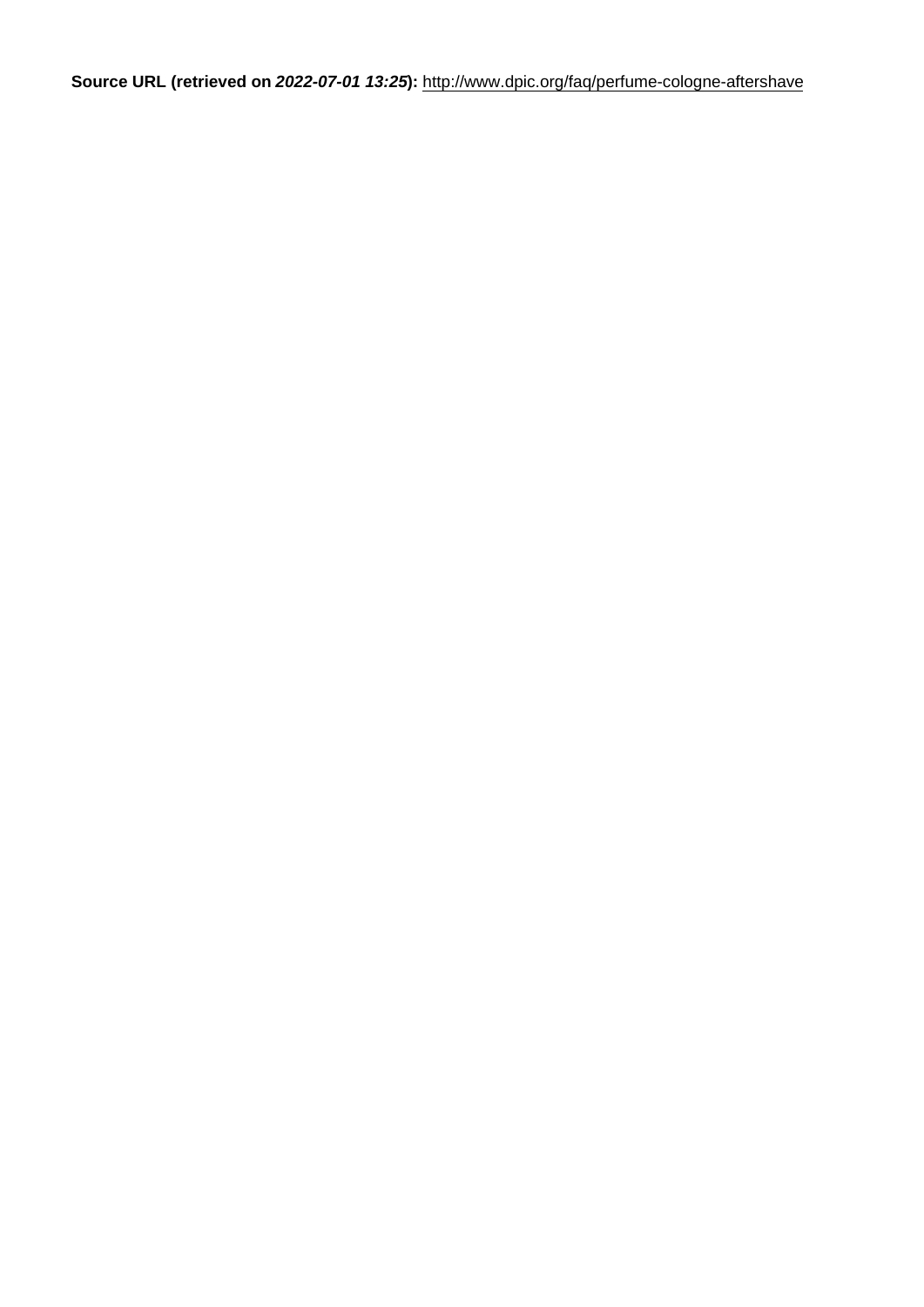**Source URL (retrieved on *2022-07-01 13:25*):** http://www.dpic.org/faq/perfume-cologne-aftershave